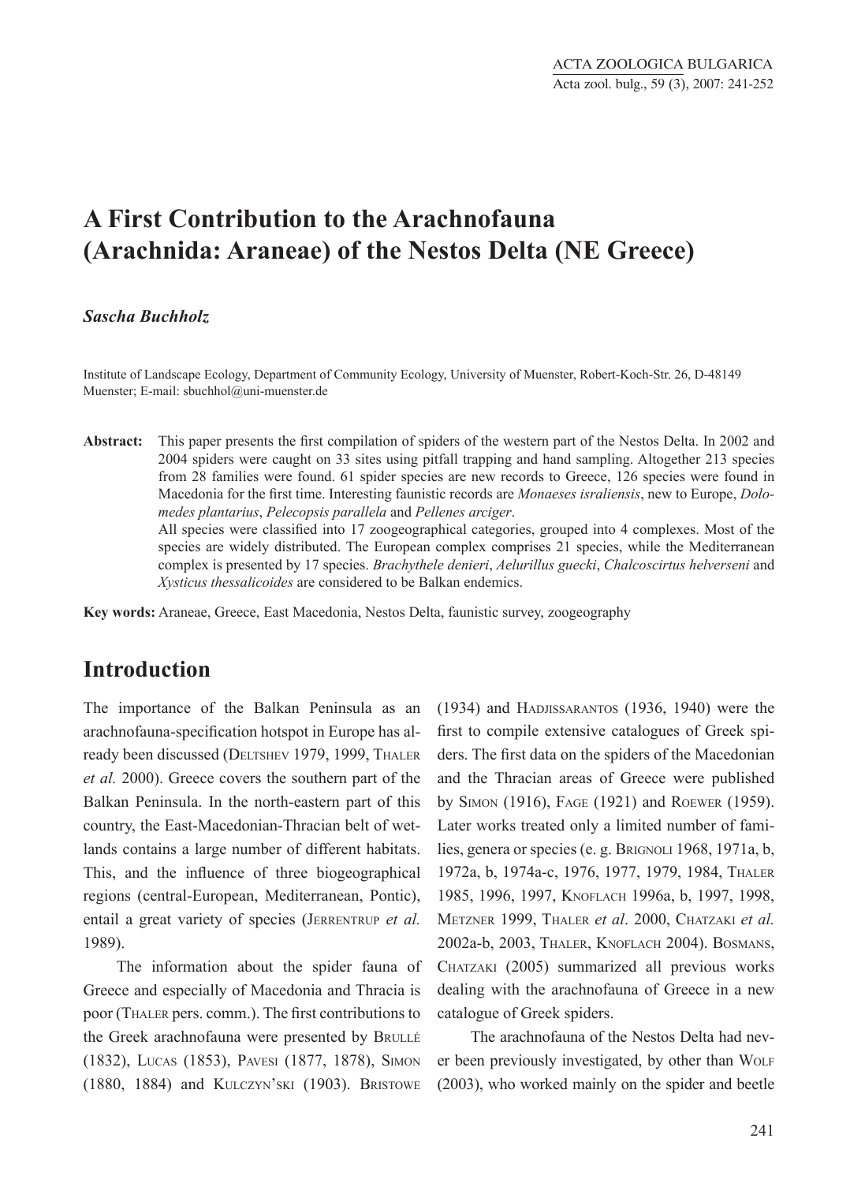# A First Contribution to the Arachnofauna (Arachnida: Araneae) of the Nestos Delta (NE Greece)

***Sascha Buchholz***

Institute of Landscape Ecology, Department of Community Ecology, University of Muenster, Robert-Koch-Str. 26, D-48149 Muenster; E-mail: sbuchhol@uni-muenster.de

**Abstract:** This paper presents the first compilation of spiders of the western part of the Nestos Delta. In 2002 and 2004 spiders were caught on 33 sites using pitfall trapping and hand sampling. Altogether 213 species from 28 families were found. 61 spider species are new records to Greece, 126 species were found in Macedonia for the first time. Interesting faunistic records are *Monaeses israliensis*, new to Europe, *Dolomedes plantarius*, *Pelecopsis parallela* and *Pellenes arciger*.
All species were classified into 17 zoogeographical categories, grouped into 4 complexes. Most of the species are widely distributed. The European complex comprises 21 species, while the Mediterranean complex is presented by 17 species. *Brachythele denieri*, *Aelurillus guecki*, *Chalcoscirtus helverseni* and *Xysticus thessalicoides* are considered to be Balkan endemics.

**Key words:** Araneae, Greece, East Macedonia, Nestos Delta, faunistic survey, zoogeography

## Introduction

The importance of the Balkan Peninsula as an arachnofauna-specification hotspot in Europe has already been discussed (Deltshev 1979, 1999, Thaler *et al.* 2000). Greece covers the southern part of the Balkan Peninsula. In the north-eastern part of this country, the East-Macedonian-Thracian belt of wetlands contains a large number of different habitats. This, and the influence of three biogeographical regions (central-European, Mediterranean, Pontic), entail a great variety of species (Jerrentrup *et al.* 1989).

The information about the spider fauna of Greece and especially of Macedonia and Thracia is poor (Thaler pers. comm.). The first contributions to the Greek arachnofauna were presented by Brullé (1832), Lucas (1853), Pavesi (1877, 1878), Simon (1880, 1884) and Kulczyn'ski (1903). Bristowe (1934) and Hadjissarantos (1936, 1940) were the first to compile extensive catalogues of Greek spiders. The first data on the spiders of the Macedonian and the Thracian areas of Greece were published by Simon (1916), Fage (1921) and Roewer (1959). Later works treated only a limited number of families, genera or species (e. g. Brignoli 1968, 1971a, b, 1972a, b, 1974a-c, 1976, 1977, 1979, 1984, Thaler 1985, 1996, 1997, Knoflach 1996a, b, 1997, 1998, Metzner 1999, Thaler *et al*. 2000, Chatzaki *et al.* 2002a-b, 2003, Thaler, Knoflach 2004). Bosmans, Chatzaki (2005) summarized all previous works dealing with the arachnofauna of Greece in a new catalogue of Greek spiders.

The arachnofauna of the Nestos Delta had never been previously investigated, by other than Wolf (2003), who worked mainly on the spider and beetle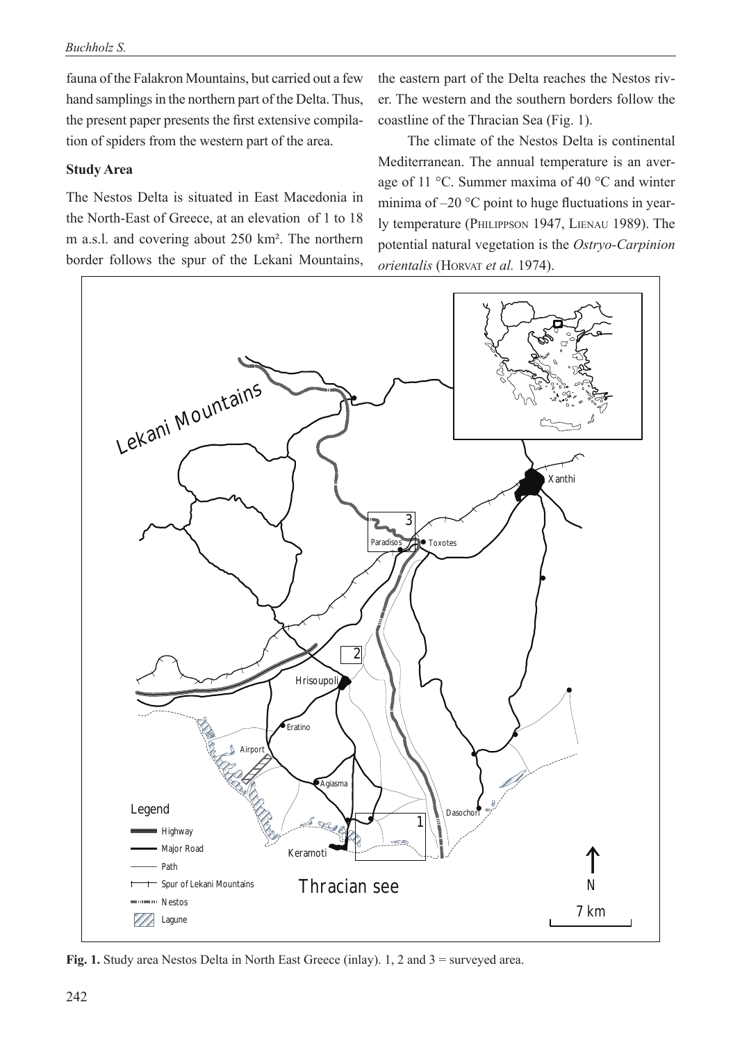fauna of the Falakron Mountains, but carried out a few hand samplings in the northern part of the Delta. Thus, the present paper presents the first extensive compilation of spiders from the western part of the area.

## Study Area

The Nestos Delta is situated in East Macedonia in the North-East of Greece, at an elevation of 1 to 18 m a.s.l. and covering about 250 km². The northern border follows the spur of the Lekani Mountains, the eastern part of the Delta reaches the Nestos river. The western and the southern borders follow the coastline of the Thracian Sea (Fig. 1).

The climate of the Nestos Delta is continental Mediterranean. The annual temperature is an average of 11 °C. Summer maxima of 40 °C and winter minima of –20 °C point to huge fluctuations in yearly temperature (Philippson 1947, Lienau 1989). The potential natural vegetation is the *Ostryo-Carpinion orientalis* (Horvat *et al.* 1974).

**Fig. 1.** Study area Nestos Delta in North East Greece (inlay). 1, 2 and 3 = surveyed area.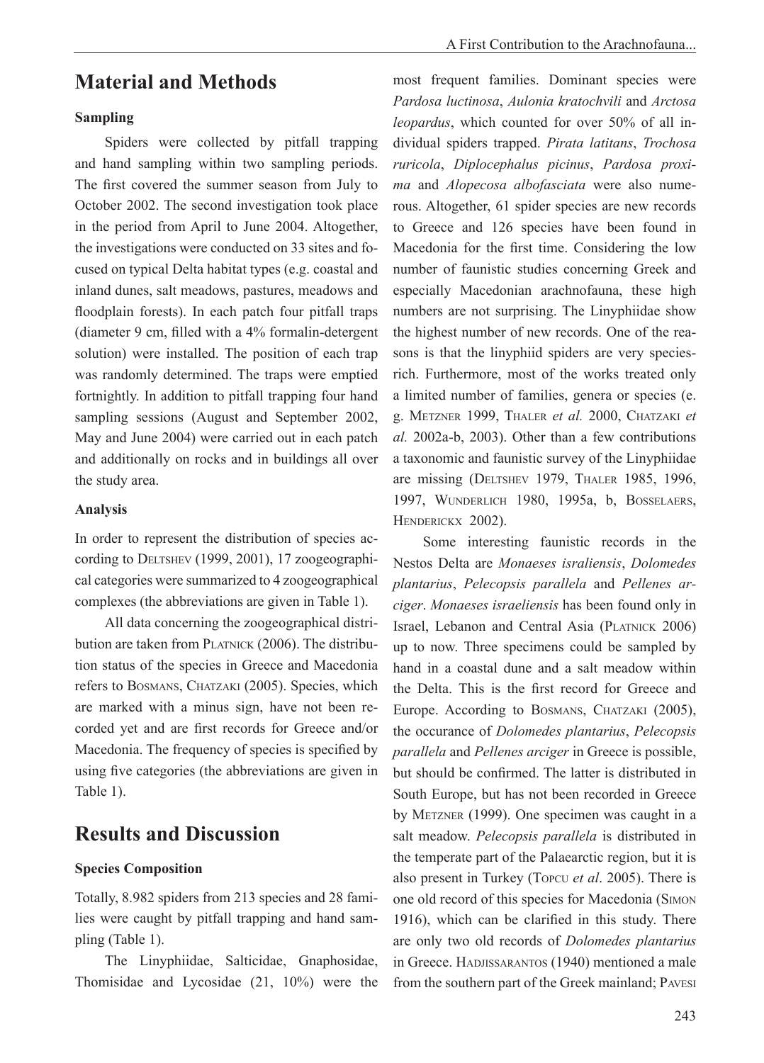## Material and Methods

### Sampling

Spiders were collected by pitfall trapping and hand sampling within two sampling periods. The first covered the summer season from July to October 2002. The second investigation took place in the period from April to June 2004. Altogether, the investigations were conducted on 33 sites and focused on typical Delta habitat types (e.g. coastal and inland dunes, salt meadows, pastures, meadows and floodplain forests). In each patch four pitfall traps (diameter 9 cm, filled with a 4% formalin-detergent solution) were installed. The position of each trap was randomly determined. The traps were emptied fortnightly. In addition to pitfall trapping four hand sampling sessions (August and September 2002, May and June 2004) were carried out in each patch and additionally on rocks and in buildings all over the study area.

### Analysis

In order to represent the distribution of species according to Deltshev (1999, 2001), 17 zoogeographical categories were summarized to 4 zoogeographical complexes (the abbreviations are given in Table 1).

All data concerning the zoogeographical distribution are taken from Platnick (2006). The distribution status of the species in Greece and Macedonia refers to Bosmans, Chatzaki (2005). Species, which are marked with a minus sign, have not been recorded yet and are first records for Greece and/or Macedonia. The frequency of species is specified by using five categories (the abbreviations are given in Table 1).

## Results and Discussion

### Species Composition

Totally, 8.982 spiders from 213 species and 28 families were caught by pitfall trapping and hand sampling (Table 1).

The Linyphiidae, Salticidae, Gnaphosidae, Thomisidae and Lycosidae (21, 10%) were the most frequent families. Dominant species were *Pardosa luctinosa*, *Aulonia kratochvili* and *Arctosa leopardus*, which counted for over 50% of all individual spiders trapped. *Pirata latitans*, *Trochosa ruricola*, *Diplocephalus picinus*, *Pardosa proxima* and *Alopecosa albofasciata* were also numerous. Altogether, 61 spider species are new records to Greece and 126 species have been found in Macedonia for the first time. Considering the low number of faunistic studies concerning Greek and especially Macedonian arachnofauna, these high numbers are not surprising. The Linyphiidae show the highest number of new records. One of the reasons is that the linyphiid spiders are very species-rich. Furthermore, most of the works treated only a limited number of families, genera or species (e. g. Metzner 1999, Thaler *et al.* 2000, Chatzaki *et al.* 2002a-b, 2003). Other than a few contributions a taxonomic and faunistic survey of the Linyphiidae are missing (Deltshev 1979, Thaler 1985, 1996, 1997, Wunderlich 1980, 1995a, b, Bosselaers, Henderickx 2002).

Some interesting faunistic records in the Nestos Delta are *Monaeses israliensis*, *Dolomedes plantarius*, *Pelecopsis parallela* and *Pellenes arciger*. *Monaeses israeliensis* has been found only in Israel, Lebanon and Central Asia (Platnick 2006) up to now. Three specimens could be sampled by hand in a coastal dune and a salt meadow within the Delta. This is the first record for Greece and Europe. According to Bosmans, Chatzaki (2005), the occurance of *Dolomedes plantarius*, *Pelecopsis parallela* and *Pellenes arciger* in Greece is possible, but should be confirmed. The latter is distributed in South Europe, but has not been recorded in Greece by Metzner (1999). One specimen was caught in a salt meadow. *Pelecopsis parallela* is distributed in the temperate part of the Palaearctic region, but it is also present in Turkey (Topcu *et al*. 2005). There is one old record of this species for Macedonia (Simon 1916), which can be clarified in this study. There are only two old records of *Dolomedes plantarius* in Greece. Hadjissarantos (1940) mentioned a male from the southern part of the Greek mainland; Pavesi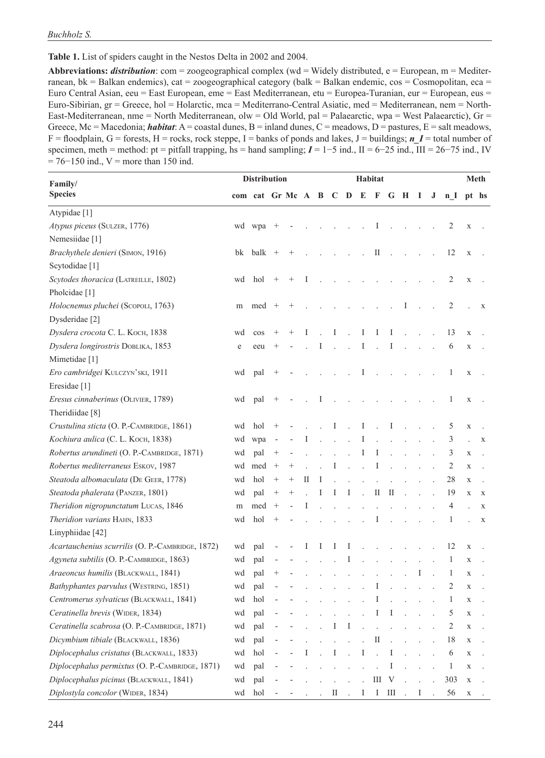**Table 1.** List of spiders caught in the Nestos Delta in 2002 and 2004.

**Abbreviations:** ***distribution***: com = zoogeographical complex (wd = Widely distributed, e = European, m = Mediterranean, bk = Balkan endemics), cat = zoogeographical category (balk = Balkan endemic, cos = Cosmopolitan, eca = Euro Central Asian, eeu = East European, eme = East Mediterranean, etu = Europea-Turanian, eur = European, eus = Euro-Sibirian, gr = Greece, hol = Holarctic, mca = Mediterrano-Central Asiatic, med = Mediterranean, nem = North-East-Mediterranean, nme = North Mediterranean, olw = Old World, pal = Palaearctic, wpa = West Palaearctic), Gr = Greece, Mc = Macedonia; ***habitat***: A = coastal dunes, B = inland dunes, C = meadows, D = pastures, E = salt meadows, F = floodplain, G = forests, H = rocks, rock steppe, I = banks of ponds and lakes, J = buildings; ***n_I*** = total number of specimen, meth = method: pt = pitfall trapping, hs = hand sampling; ***I*** = 1−5 ind., II = 6−25 ind., III = 26−75 ind., IV = 76−150 ind., V = more than 150 ind.

| Family/ Species | Distribution | | | | Habitat | | | | | | | | | | | Meth | |
|---|---|---|---|---|---|---|---|---|---|---|---|---|---|---|---|---|---|
| | com | cat | Gr | Mc | A | B | C | D | E | F | G | H | I | J | n_I | pt | hs |
| Atypidae [1] | | | | | | | | | | | | | | | | | |
| *Atypus piceus* (Sulzer, 1776) | wd | wpa | + | - | . | . | . | . | . | I | . | . | . | . | 2 | x | . |
| Nemesiidae [1] | | | | | | | | | | | | | | | | | |
| *Brachythele denieri* (Simon, 1916) | bk | balk | + | + | . | . | . | . | . | II | . | . | . | . | 12 | x | . |
| Scytodidae [1] | | | | | | | | | | | | | | | | | |
| *Scytodes thoracica* (Latreille, 1802) | wd | hol | + | + | I | . | . | . | . | . | . | . | . | . | 2 | x | . |
| Pholcidae [1] | | | | | | | | | | | | | | | | | |
| *Holocnemus pluchei* (Scopoli, 1763) | m | med | + | + | . | . | . | . | . | . | . | I | . | . | 2 | . | x |
| Dysderidae [2] | | | | | | | | | | | | | | | | | |
| *Dysdera crocota* C. L. Koch, 1838 | wd | cos | + | + | I | . | I | . | I | I | I | . | . | . | 13 | x | . |
| *Dysdera longirostris* Doblika, 1853 | e | eeu | + | - | . | I | . | . | I | . | I | . | . | . | 6 | x | . |
| Mimetidae [1] | | | | | | | | | | | | | | | | | |
| *Ero cambridgei* Kulczyn'ski, 1911 | wd | pal | + | - | . | . | . | . | I | . | . | . | . | . | 1 | x | . |
| Eresidae [1] | | | | | | | | | | | | | | | | | |
| *Eresus cinnaberinus* (Olivier, 1789) | wd | pal | + | - | . | I | . | . | . | . | . | . | . | . | 1 | x | . |
| Theridiidae [8] | | | | | | | | | | | | | | | | | |
| *Crustulina sticta* (O. P.-Cambridge, 1861) | wd | hol | + | - | . | . | I | . | I | . | I | . | . | . | 5 | x | . |
| *Kochiura aulica* (C. L. Koch, 1838) | wd | wpa | - | - | I | . | . | . | I | . | . | . | . | . | 3 | . | x |
| *Robertus arundineti* (O. P.-Cambridge, 1871) | wd | pal | + | - | . | . | . | . | I | I | . | . | . | . | 3 | x | . |
| *Robertus mediterraneus* Eskov, 1987 | wd | med | + | + | . | . | I | . | . | I | . | . | . | . | 2 | x | . |
| *Steatoda albomaculata* (De Geer, 1778) | wd | hol | + | + | II | I | . | . | . | . | . | . | . | . | 28 | x | . |
| *Steatoda phalerata* (Panzer, 1801) | wd | pal | + | + | . | I | I | I | . | II | II | . | . | . | 19 | x | x |
| *Theridion nigropunctatum* Lucas, 1846 | m | med | + | - | I | . | . | . | . | . | . | . | . | . | 4 | . | x |
| *Theridion varians* Hahn, 1833 | wd | hol | + | - | . | . | . | . | . | I | . | . | . | . | 1 | . | x |
| Linyphiidae [42] | | | | | | | | | | | | | | | | | |
| *Acartauchenius scurrilis* (O. P.-Cambridge, 1872) | wd | pal | - | - | I | I | I | I | . | . | . | . | . | . | 12 | x | . |
| *Agyneta subtilis* (O. P.-Cambridge, 1863) | wd | pal | - | - | . | . | . | I | . | . | . | . | . | . | 1 | x | . |
| *Araeoncus humilis* (Blackwall, 1841) | wd | pal | + | - | . | . | . | . | . | . | . | . | I | . | 1 | x | . |
| *Bathyphantes parvulus* (Westring, 1851) | wd | pal | - | - | . | . | . | . | . | I | . | . | . | . | 2 | x | . |
| *Centromerus sylvaticus* (Blackwall, 1841) | wd | hol | - | - | . | . | . | . | . | I | . | . | . | . | 1 | x | . |
| *Ceratinella brevis* (Wider, 1834) | wd | pal | - | - | . | . | . | . | . | I | I | . | . | . | 5 | x | . |
| *Ceratinella scabrosa* (O. P.-Cambridge, 1871) | wd | pal | - | - | . | . | I | I | . | . | . | . | . | . | 2 | x | . |
| *Dicymbium tibiale* (Blackwall, 1836) | wd | pal | - | - | . | . | . | . | . | II | . | . | . | . | 18 | x | . |
| *Diplocephalus cristatus* (Blackwall, 1833) | wd | hol | - | - | I | . | I | . | I | . | I | . | . | . | 6 | x | . |
| *Diplocephalus permixtus* (O. P.-Cambridge, 1871) | wd | pal | - | - | . | . | . | . | . | . | I | . | . | . | 1 | x | . |
| *Diplocephalus picinus* (Blackwall, 1841) | wd | pal | - | - | . | . | . | . | . | III | V | . | . | . | 303 | x | . |
| *Diplostyla concolor* (Wider, 1834) | wd | hol | - | - | . | . | II | . | I | I | III | . | I | . | 56 | x | . |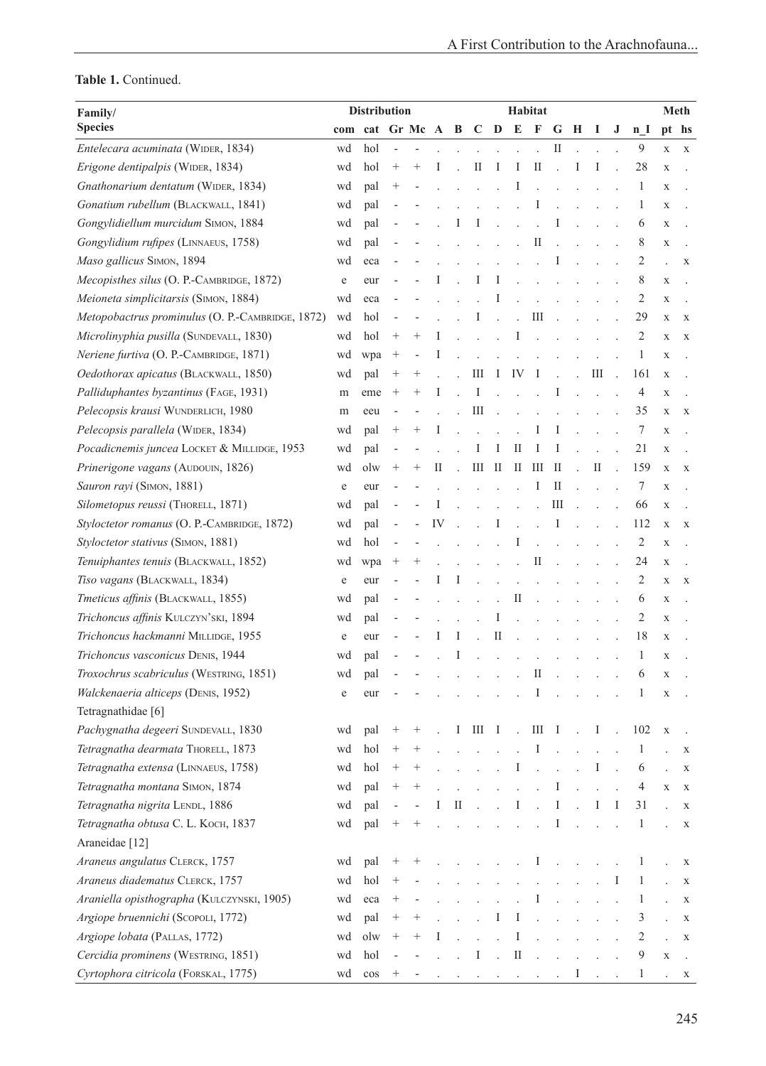**Table 1.** Continued.

| Family/ Species | Distribution | | | | Habitat | | | | | | | | | | | Meth | |
|---|---|---|---|---|---|---|---|---|---|---|---|---|---|---|---|---|---|
| | com | cat | Gr | Mc | A | B | C | D | E | F | G | H | I | J | n_I | pt | hs |
| *Entelecara acuminata* (Wider, 1834) | wd | hol | - | - | . | . | . | . | . | . | II | . | . | . | 9 | x | x |
| *Erigone dentipalpis* (Wider, 1834) | wd | hol | + | + | I | . | II | I | I | II | . | I | I | . | 28 | x | . |
| *Gnathonarium dentatum* (Wider, 1834) | wd | pal | + | - | . | . | . | . | I | . | . | . | . | . | 1 | x | . |
| *Gonatium rubellum* (Blackwall, 1841) | wd | pal | - | - | . | . | . | . | . | I | . | . | . | . | 1 | x | . |
| *Gongylidiellum murcidum* Simon, 1884 | wd | pal | - | - | . | I | I | . | . | . | I | . | . | . | 6 | x | . |
| *Gongylidium rufipes* (Linnaeus, 1758) | wd | pal | - | - | . | . | . | . | . | II | . | . | . | . | 8 | x | . |
| *Maso gallicus* Simon, 1894 | wd | eca | - | - | . | . | . | . | . | . | I | . | . | . | 2 | . | x |
| *Mecopisthes silus* (O. P.-Cambridge, 1872) | e | eur | - | - | I | . | I | I | . | . | . | . | . | . | 8 | x | . |
| *Meioneta simplicitarsis* (Simon, 1884) | wd | eca | - | - | . | . | . | I | . | . | . | . | . | . | 2 | x | . |
| *Metopobactrus prominulus* (O. P.-Cambridge, 1872) | wd | hol | - | - | . | . | I | . | . | III | . | . | . | . | 29 | x | x |
| *Microlinyphia pusilla* (Sundevall, 1830) | wd | hol | + | + | I | . | . | . | I | . | . | . | . | . | 2 | x | x |
| *Neriene furtiva* (O. P.-Cambridge, 1871) | wd | wpa | + | - | I | . | . | . | . | . | . | . | . | . | 1 | x | . |
| *Oedothorax apicatus* (Blackwall, 1850) | wd | pal | + | + | . | . | III | I | IV | I | . | . | III | . | 161 | x | . |
| *Palliduphantes byzantinus* (Fage, 1931) | m | eme | + | + | I | . | I | . | . | . | I | . | . | . | 4 | x | . |
| *Pelecopsis krausi* Wunderlich, 1980 | m | eeu | - | - | . | . | III | . | . | . | . | . | . | . | 35 | x | x |
| *Pelecopsis parallela* (Wider, 1834) | wd | pal | + | + | I | . | . | . | . | I | I | . | . | . | 7 | x | . |
| *Pocadicnemis juncea* Locket & Millidge, 1953 | wd | pal | - | - | . | . | I | I | II | I | I | . | . | . | 21 | x | . |
| *Prinerigone vagans* (Audouin, 1826) | wd | olw | + | + | II | . | III | II | II | III | II | . | II | . | 159 | x | x |
| *Sauron rayi* (Simon, 1881) | e | eur | - | - | . | . | . | . | . | I | II | . | . | . | 7 | x | . |
| *Silometopus reussi* (Thorell, 1871) | wd | pal | - | - | I | . | . | . | . | . | III | . | . | . | 66 | x | . |
| *Styloctetor romanus* (O. P.-Cambridge, 1872) | wd | pal | - | - | IV | . | . | I | . | . | I | . | . | . | 112 | x | x |
| *Styloctetor stativus* (Simon, 1881) | wd | hol | - | - | . | . | . | . | I | . | . | . | . | . | 2 | x | . |
| *Tenuiphantes tenuis* (Blackwall, 1852) | wd | wpa | + | + | . | . | . | . | . | II | . | . | . | . | 24 | x | . |
| *Tiso vagans* (Blackwall, 1834) | e | eur | - | - | I | I | . | . | . | . | . | . | . | . | 2 | x | x |
| *Tmeticus affinis* (Blackwall, 1855) | wd | pal | - | - | . | . | . | . | II | . | . | . | . | . | 6 | x | . |
| *Trichoncus affinis* Kulczyn'ski, 1894 | wd | pal | - | - | . | . | . | I | . | . | . | . | . | . | 2 | x | . |
| *Trichoncus hackmanni* Millidge, 1955 | e | eur | - | - | I | I | . | II | . | . | . | . | . | . | 18 | x | . |
| *Trichoncus vasconicus* Denis, 1944 | wd | pal | - | - | . | I | . | . | . | . | . | . | . | . | 1 | x | . |
| *Troxochrus scabriculus* (Westring, 1851) | wd | pal | - | - | . | . | . | . | . | II | . | . | . | . | 6 | x | . |
| *Walckenaeria alticeps* (Denis, 1952) | e | eur | - | - | . | . | . | . | . | I | . | . | . | . | 1 | x | . |
| Tetragnathidae [6] | | | | | | | | | | | | | | | | | |
| *Pachygnatha degeeri* Sundevall, 1830 | wd | pal | + | + | . | I | III | I | . | III | I | . | I | . | 102 | x | . |
| *Tetragnatha dearmata* Thorell, 1873 | wd | hol | + | + | . | . | . | . | . | I | . | . | . | . | 1 | . | x |
| *Tetragnatha extensa* (Linnaeus, 1758) | wd | hol | + | + | . | . | . | . | I | . | . | . | I | . | 6 | . | x |
| *Tetragnatha montana* Simon, 1874 | wd | pal | + | + | . | . | . | . | . | . | I | . | . | . | 4 | x | x |
| *Tetragnatha nigrita* Lendl, 1886 | wd | pal | - | - | I | II | . | . | I | . | I | . | I | I | 31 | . | x |
| *Tetragnatha obtusa* C. L. Koch, 1837 | wd | pal | + | + | . | . | . | . | . | . | I | . | . | . | 1 | . | x |
| Araneidae [12] | | | | | | | | | | | | | | | | | |
| *Araneus angulatus* Clerck, 1757 | wd | pal | + | + | . | . | . | . | . | I | . | . | . | . | 1 | . | x |
| *Araneus diadematus* Clerck, 1757 | wd | hol | + | - | . | . | . | . | . | . | . | . | . | I | 1 | . | x |
| *Araniella opisthographa* (Kulczynski, 1905) | wd | eca | + | - | . | . | . | . | . | I | . | . | . | . | 1 | . | x |
| *Argiope bruennichi* (Scopoli, 1772) | wd | pal | + | + | . | . | . | I | I | . | . | . | . | . | 3 | . | x |
| *Argiope lobata* (Pallas, 1772) | wd | olw | + | + | I | . | . | . | I | . | . | . | . | . | 2 | . | x |
| *Cercidia prominens* (Westring, 1851) | wd | hol | - | - | . | . | I | . | II | . | . | . | . | . | 9 | x | . |
| *Cyrtophora citricola* (Forskal, 1775) | wd | cos | + | - | . | . | . | . | . | . | . | I | . | . | 1 | . | x |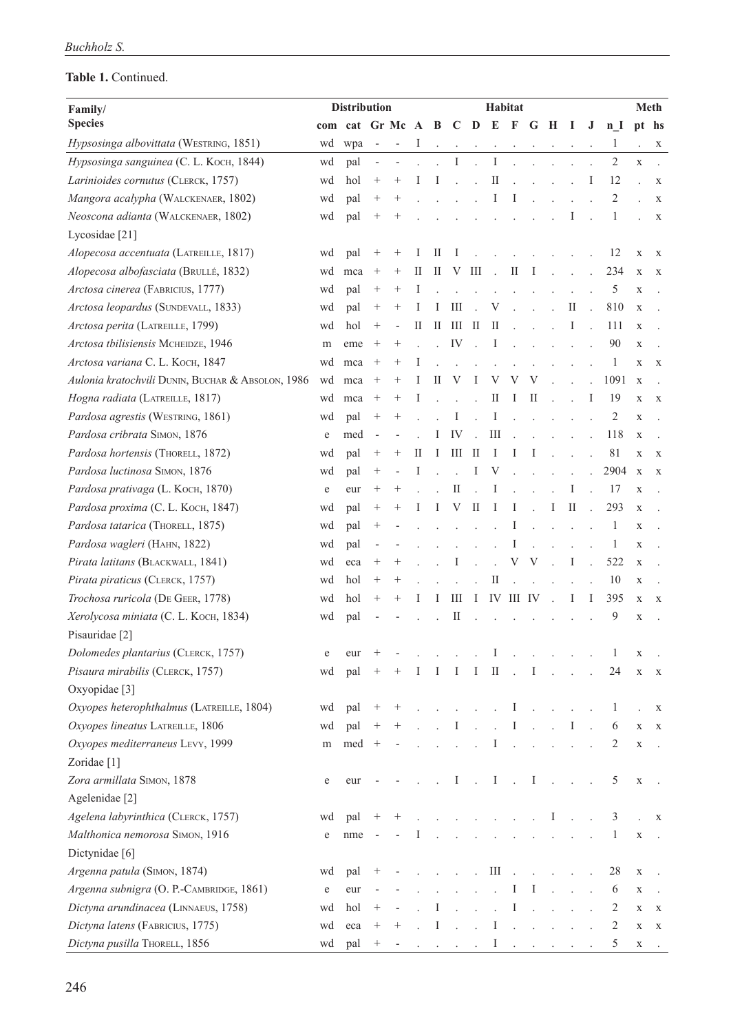**Table 1.** Continued.

| Family/ Species | Distribution | | | | Habitat | | | | | | | | | | | Meth | |
|---|---|---|---|---|---|---|---|---|---|---|---|---|---|---|---|---|---|
| | com | cat | Gr | Mc | A | B | C | D | E | F | G | H | I | J | n_I | pt | hs |
| *Hypsosinga albovittata* (Westring, 1851) | wd | wpa | - | - | I | . | . | . | . | . | . | . | . | . | 1 | . | x |
| *Hypsosinga sanguinea* (C. L. Koch, 1844) | wd | pal | - | - | . | . | I | . | I | . | . | . | . | . | 2 | x | . |
| *Larinioides cornutus* (Clerck, 1757) | wd | hol | + | + | I | I | . | . | II | . | . | . | . | I | 12 | . | x |
| *Mangora acalypha* (Walckenaer, 1802) | wd | pal | + | + | . | . | . | . | I | I | . | . | . | . | 2 | . | x |
| *Neoscona adianta* (Walckenaer, 1802) | wd | pal | + | + | . | . | . | . | . | . | . | . | I | . | 1 | . | x |
| Lycosidae [21] | | | | | | | | | | | | | | | | | |
| *Alopecosa accentuata* (Latreille, 1817) | wd | pal | + | + | I | II | I | . | . | . | . | . | . | . | 12 | x | x |
| *Alopecosa albofasciata* (Brullé, 1832) | wd | mca | + | + | II | II | V | III | . | II | I | . | . | . | 234 | x | x |
| *Arctosa cinerea* (Fabricius, 1777) | wd | pal | + | + | I | . | . | . | . | . | . | . | . | . | 5 | x | . |
| *Arctosa leopardus* (Sundevall, 1833) | wd | pal | + | + | I | I | III | . | V | . | . | . | II | . | 810 | x | . |
| *Arctosa perita* (Latreille, 1799) | wd | hol | + | - | II | II | III | II | II | . | . | . | I | . | 111 | x | . |
| *Arctosa tbilisiensis* Mcheidze, 1946 | m | eme | + | + | . | . | IV | . | I | . | . | . | . | . | 90 | x | . |
| *Arctosa variana* C. L. Koch, 1847 | wd | mca | + | + | I | . | . | . | . | . | . | . | . | . | 1 | x | x |
| *Aulonia kratochvili* Dunin, Buchar & Absolon, 1986 | wd | mca | + | + | I | II | V | I | V | V | V | . | . | . | 1091 | x | . |
| *Hogna radiata* (Latreille, 1817) | wd | mca | + | + | I | . | . | . | II | I | II | . | . | I | 19 | x | x |
| *Pardosa agrestis* (Westring, 1861) | wd | pal | + | + | . | . | I | . | I | . | . | . | . | . | 2 | x | . |
| *Pardosa cribrata* Simon, 1876 | e | med | - | - | . | I | IV | . | III | . | . | . | . | . | 118 | x | . |
| *Pardosa hortensis* (Thorell, 1872) | wd | pal | + | + | II | I | III | II | I | I | I | . | . | . | 81 | x | x |
| *Pardosa luctinosa* Simon, 1876 | wd | pal | + | - | I | . | . | I | V | . | . | . | . | . | 2904 | x | x |
| *Pardosa prativaga* (L. Koch, 1870) | e | eur | + | + | . | . | II | . | I | . | . | . | I | . | 17 | x | . |
| *Pardosa proxima* (C. L. Koch, 1847) | wd | pal | + | + | I | I | V | II | I | I | . | I | II | . | 293 | x | . |
| *Pardosa tatarica* (Thorell, 1875) | wd | pal | + | - | . | . | . | . | . | I | . | . | . | . | 1 | x | . |
| *Pardosa wagleri* (Hahn, 1822) | wd | pal | - | - | . | . | . | . | . | I | . | . | . | . | 1 | x | . |
| *Pirata latitans* (Blackwall, 1841) | wd | eca | + | + | . | . | I | . | . | V | V | . | I | . | 522 | x | . |
| *Pirata piraticus* (Clerck, 1757) | wd | hol | + | + | . | . | . | . | II | . | . | . | . | . | 10 | x | . |
| *Trochosa ruricola* (De Geer, 1778) | wd | hol | + | + | I | I | III | I | IV | III | IV | . | I | I | 395 | x | x |
| *Xerolycosa miniata* (C. L. Koch, 1834) | wd | pal | - | - | . | . | II | . | . | . | . | . | . | . | 9 | x | . |
| Pisauridae [2] | | | | | | | | | | | | | | | | | |
| *Dolomedes plantarius* (Clerck, 1757) | e | eur | + | - | . | . | . | . | I | . | . | . | . | . | 1 | x | . |
| *Pisaura mirabilis* (Clerck, 1757) | wd | pal | + | + | I | I | I | I | II | . | I | . | . | . | 24 | x | x |
| Oxyopidae [3] | | | | | | | | | | | | | | | | | |
| *Oxyopes heterophthalmus* (Latreille, 1804) | wd | pal | + | + | . | . | . | . | . | I | . | . | . | . | 1 | . | x |
| *Oxyopes lineatus* Latreille, 1806 | wd | pal | + | + | . | . | I | . | . | I | . | . | I | . | 6 | x | x |
| *Oxyopes mediterraneus* Levy, 1999 | m | med | + | - | . | . | . | . | I | . | . | . | . | . | 2 | x | . |
| Zoridae [1] | | | | | | | | | | | | | | | | | |
| *Zora armillata* Simon, 1878 | e | eur | - | - | . | . | I | . | I | . | I | . | . | . | 5 | x | . |
| Agelenidae [2] | | | | | | | | | | | | | | | | | |
| *Agelena labyrinthica* (Clerck, 1757) | wd | pal | + | + | . | . | . | . | . | . | . | I | . | . | 3 | . | x |
| *Malthonica nemorosa* Simon, 1916 | e | nme | - | - | I | . | . | . | . | . | . | . | . | . | 1 | x | . |
| Dictynidae [6] | | | | | | | | | | | | | | | | | |
| *Argenna patula* (Simon, 1874) | wd | pal | + | - | . | . | . | . | III | . | . | . | . | . | 28 | x | . |
| *Argenna subnigra* (O. P.-Cambridge, 1861) | e | eur | - | - | . | . | . | . | . | I | I | . | . | . | 6 | x | . |
| *Dictyna arundinacea* (Linnaeus, 1758) | wd | hol | + | - | . | I | . | . | . | I | . | . | . | . | 2 | x | x |
| *Dictyna latens* (Fabricius, 1775) | wd | eca | + | + | . | I | . | . | I | . | . | . | . | . | 2 | x | x |
| *Dictyna pusilla* Thorell, 1856 | wd | pal | + | - | . | . | . | . | I | . | . | . | . | . | 5 | x | . |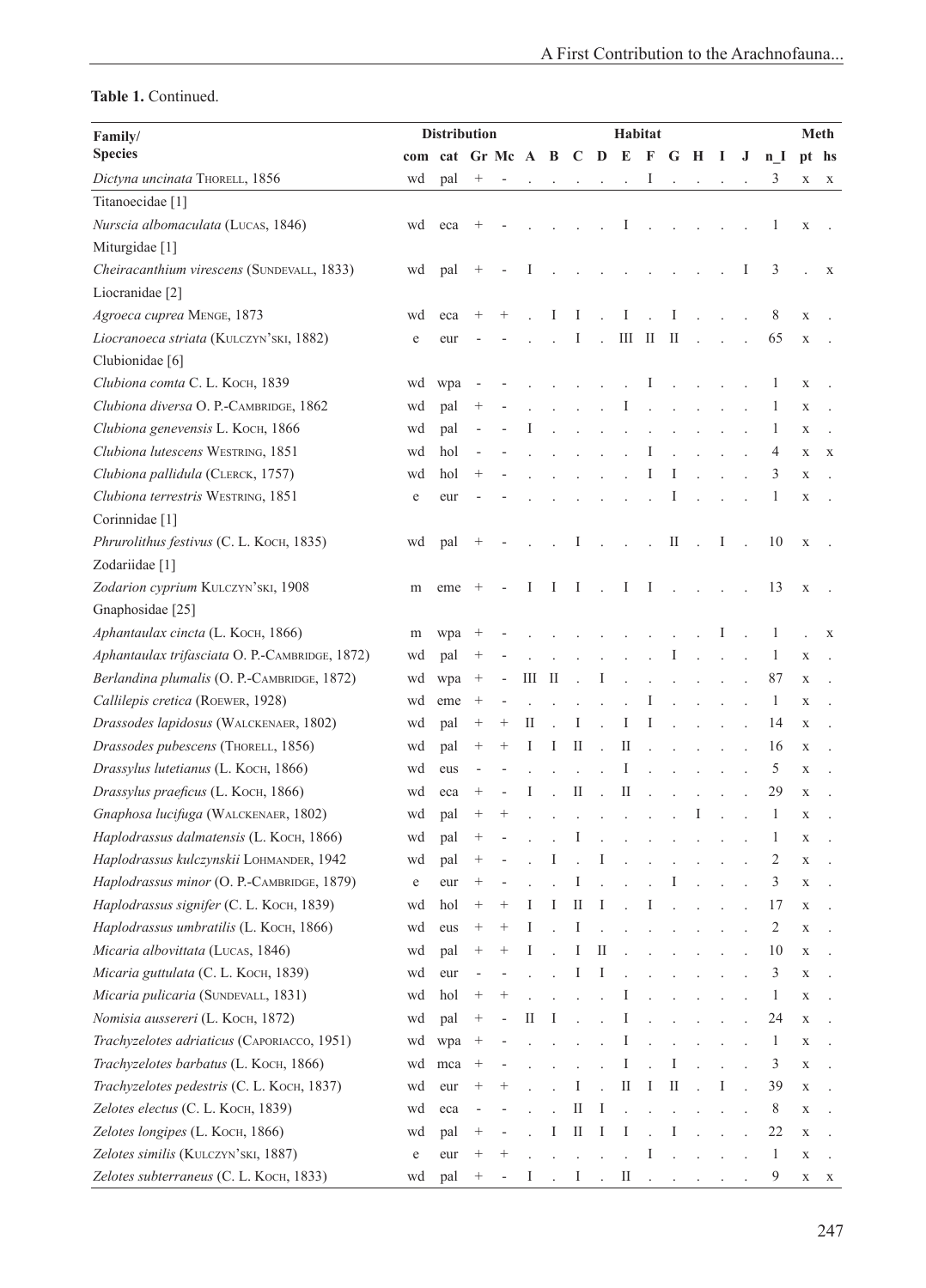**Table 1.** Continued.

| Family/ Species | Distribution | | | | Habitat | | | | | | | | | | | Meth | |
|---|---|---|---|---|---|---|---|---|---|---|---|---|---|---|---|---|---|
| | com | cat | Gr | Mc | A | B | C | D | E | F | G | H | I | J | n_I | pt | hs |
| *Dictyna uncinata* Thorell, 1856 | wd | pal | + | - | . | . | . | . | . | I | . | . | . | . | 3 | x | x |
| Titanoecidae [1] | | | | | | | | | | | | | | | | | |
| *Nurscia albomaculata* (Lucas, 1846) | wd | eca | + | - | . | . | . | . | I | . | . | . | . | . | 1 | x | . |
| Miturgidae [1] | | | | | | | | | | | | | | | | | |
| *Cheiracanthium virescens* (Sundevall, 1833) | wd | pal | + | - | I | . | . | . | . | . | . | . | . | I | 3 | . | x |
| Liocranidae [2] | | | | | | | | | | | | | | | | | |
| *Agroeca cuprea* Menge, 1873 | wd | eca | + | + | . | I | I | . | I | . | I | . | . | . | 8 | x | . |
| *Liocranoeca striata* (Kulczyn'ski, 1882) | e | eur | - | - | . | . | I | . | III | II | II | . | . | . | 65 | x | . |
| Clubionidae [6] | | | | | | | | | | | | | | | | | |
| *Clubiona comta* C. L. Koch, 1839 | wd | wpa | - | - | . | . | . | . | . | I | . | . | . | . | 1 | x | . |
| *Clubiona diversa* O. P.-Cambridge, 1862 | wd | pal | + | - | . | . | . | . | I | . | . | . | . | . | 1 | x | . |
| *Clubiona genevensis* L. Koch, 1866 | wd | pal | - | - | I | . | . | . | . | . | . | . | . | . | 1 | x | . |
| *Clubiona lutescens* Westring, 1851 | wd | hol | - | - | . | . | . | . | . | I | . | . | . | . | 4 | x | x |
| *Clubiona pallidula* (Clerck, 1757) | wd | hol | + | - | . | . | . | . | . | I | I | . | . | . | 3 | x | . |
| *Clubiona terrestris* Westring, 1851 | e | eur | - | - | . | . | . | . | . | . | I | . | . | . | 1 | x | . |
| Corinnidae [1] | | | | | | | | | | | | | | | | | |
| *Phrurolithus festivus* (C. L. Koch, 1835) | wd | pal | + | - | . | . | I | . | . | . | II | . | I | . | 10 | x | . |
| Zodariidae [1] | | | | | | | | | | | | | | | | | |
| *Zodarion cyprium* Kulczyn'ski, 1908 | m | eme | + | - | I | I | I | . | I | I | . | . | . | . | 13 | x | . |
| Gnaphosidae [25] | | | | | | | | | | | | | | | | | |
| *Aphantaulax cincta* (L. Koch, 1866) | m | wpa | + | - | . | . | . | . | . | . | . | . | I | . | 1 | . | x |
| *Aphantaulax trifasciata* O. P.-Cambridge, 1872) | wd | pal | + | - | . | . | . | . | . | . | I | . | . | . | 1 | x | . |
| *Berlandina plumalis* (O. P.-Cambridge, 1872) | wd | wpa | + | - | III | II | . | I | . | . | . | . | . | . | 87 | x | . |
| *Callilepis cretica* (Roewer, 1928) | wd | eme | + | - | . | . | . | . | . | I | . | . | . | . | 1 | x | . |
| *Drassodes lapidosus* (Walckenaer, 1802) | wd | pal | + | + | II | . | I | . | I | I | . | . | . | . | 14 | x | . |
| *Drassodes pubescens* (Thorell, 1856) | wd | pal | + | + | I | I | II | . | II | . | . | . | . | . | 16 | x | . |
| *Drassylus lutetianus* (L. Koch, 1866) | wd | eus | - | - | . | . | . | . | I | . | . | . | . | . | 5 | x | . |
| *Drassylus praeficus* (L. Koch, 1866) | wd | eca | + | - | I | . | II | . | II | . | . | . | . | . | 29 | x | . |
| *Gnaphosa lucifuga* (Walckenaer, 1802) | wd | pal | + | + | . | . | . | . | . | . | . | I | . | . | 1 | x | . |
| *Haplodrassus dalmatensis* (L. Koch, 1866) | wd | pal | + | - | . | . | I | . | . | . | . | . | . | . | 1 | x | . |
| *Haplodrassus kulczynskii* Lohmander, 1942 | wd | pal | + | - | . | I | . | I | . | . | . | . | . | . | 2 | x | . |
| *Haplodrassus minor* (O. P.-Cambridge, 1879) | e | eur | + | - | . | . | I | . | . | . | I | . | . | . | 3 | x | . |
| *Haplodrassus signifer* (C. L. Koch, 1839) | wd | hol | + | + | I | I | II | I | . | I | . | . | . | . | 17 | x | . |
| *Haplodrassus umbratilis* (L. Koch, 1866) | wd | eus | + | + | I | . | I | . | . | . | . | . | . | . | 2 | x | . |
| *Micaria albovittata* (Lucas, 1846) | wd | pal | + | + | I | . | I | II | . | . | . | . | . | . | 10 | x | . |
| *Micaria guttulata* (C. L. Koch, 1839) | wd | eur | - | - | . | . | I | I | . | . | . | . | . | . | 3 | x | . |
| *Micaria pulicaria* (Sundevall, 1831) | wd | hol | + | + | . | . | . | . | I | . | . | . | . | . | 1 | x | . |
| *Nomisia aussereri* (L. Koch, 1872) | wd | pal | + | - | II | I | . | . | I | . | . | . | . | . | 24 | x | . |
| *Trachyzelotes adriaticus* (Caporiacco, 1951) | wd | wpa | + | - | . | . | . | . | I | . | . | . | . | . | 1 | x | . |
| *Trachyzelotes barbatus* (L. Koch, 1866) | wd | mca | + | - | . | . | . | . | I | . | I | . | . | . | 3 | x | . |
| *Trachyzelotes pedestris* (C. L. Koch, 1837) | wd | eur | + | + | . | . | I | . | II | I | II | . | I | . | 39 | x | . |
| *Zelotes electus* (C. L. Koch, 1839) | wd | eca | - | - | . | . | II | I | . | . | . | . | . | . | 8 | x | . |
| *Zelotes longipes* (L. Koch, 1866) | wd | pal | + | - | . | I | II | I | I | . | I | . | . | . | 22 | x | . |
| *Zelotes similis* (Kulczyn'ski, 1887) | e | eur | + | + | . | . | . | . | . | I | . | . | . | . | 1 | x | . |
| *Zelotes subterraneus* (C. L. Koch, 1833) | wd | pal | + | - | I | . | I | . | II | . | . | . | . | . | 9 | x | x |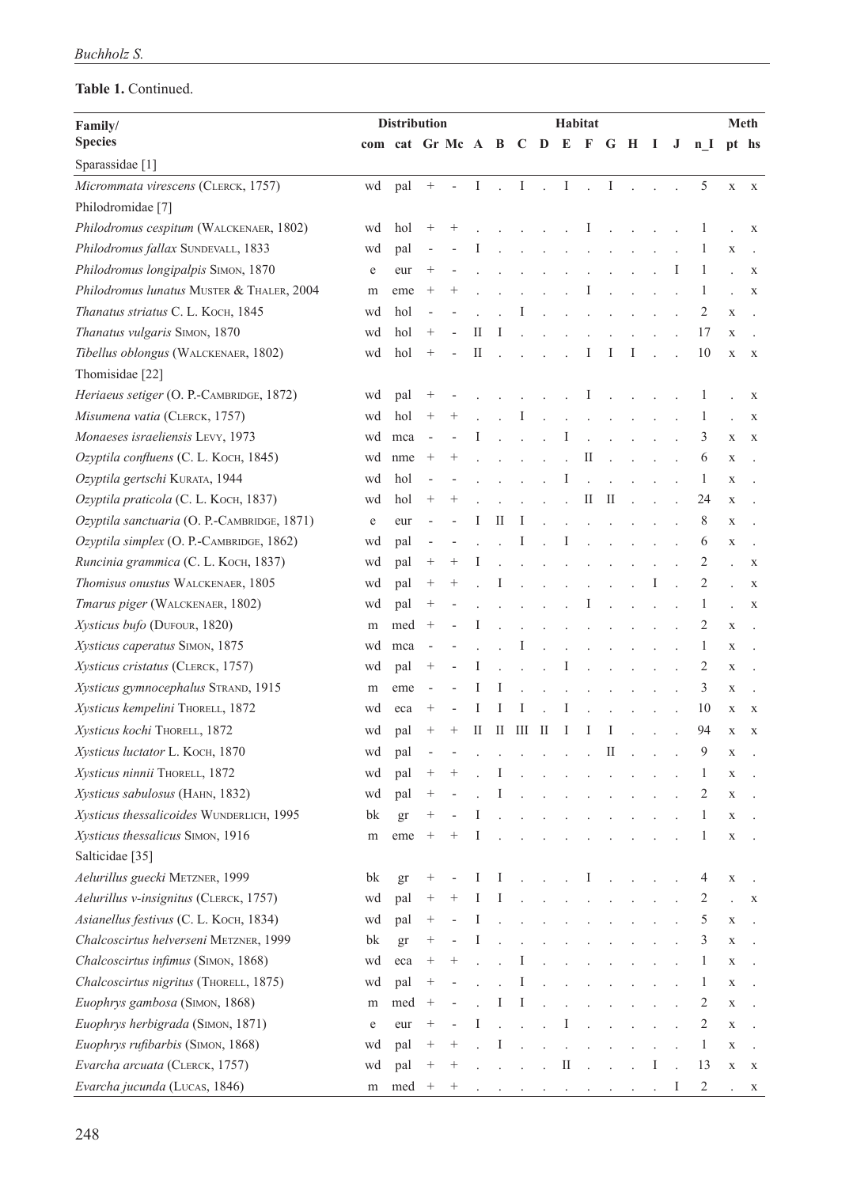**Table 1.** Continued.

| Family/ Species | Distribution | | | | Habitat | | | | | | | | | | | Meth | |
|---|---|---|---|---|---|---|---|---|---|---|---|---|---|---|---|---|---|
| | com | cat | Gr | Mc | A | B | C | D | E | F | G | H | I | J | n_I | pt | hs |
| Sparassidae [1] | | | | | | | | | | | | | | | | | |
| *Micrommata virescens* (Clerck, 1757) | wd | pal | + | - | I | . | I | . | I | . | I | . | . | . | 5 | x | x |
| Philodromidae [7] | | | | | | | | | | | | | | | | | |
| *Philodromus cespitum* (Walckenaer, 1802) | wd | hol | + | + | . | . | . | . | . | I | . | . | . | . | 1 | . | x |
| *Philodromus fallax* Sundevall, 1833 | wd | pal | - | - | I | . | . | . | . | . | . | . | . | . | 1 | x | . |
| *Philodromus longipalpis* Simon, 1870 | e | eur | + | - | . | . | . | . | . | . | . | . | . | I | 1 | . | x |
| *Philodromus lunatus* Muster & Thaler, 2004 | m | eme | + | + | . | . | . | . | . | I | . | . | . | . | 1 | . | x |
| *Thanatus striatus* C. L. Koch, 1845 | wd | hol | - | - | . | . | I | . | . | . | . | . | . | . | 2 | x | . |
| *Thanatus vulgaris* Simon, 1870 | wd | hol | + | - | II | I | . | . | . | . | . | . | . | . | 17 | x | . |
| *Tibellus oblongus* (Walckenaer, 1802) | wd | hol | + | - | II | . | . | . | . | I | I | I | . | . | 10 | x | x |
| Thomisidae [22] | | | | | | | | | | | | | | | | | |
| *Heriaeus setiger* (O. P.-Cambridge, 1872) | wd | pal | + | - | . | . | . | . | . | I | . | . | . | . | 1 | . | x |
| *Misumena vatia* (Clerck, 1757) | wd | hol | + | + | . | . | I | . | . | . | . | . | . | . | 1 | . | x |
| *Monaeses israeliensis* Levy, 1973 | wd | mca | - | - | I | . | . | . | I | . | . | . | . | . | 3 | x | x |
| *Ozyptila confluens* (C. L. Koch, 1845) | wd | nme | + | + | . | . | . | . | . | II | . | . | . | . | 6 | x | . |
| *Ozyptila gertschi* Kurata, 1944 | wd | hol | - | - | . | . | . | . | I | . | . | . | . | . | 1 | x | . |
| *Ozyptila praticola* (C. L. Koch, 1837) | wd | hol | + | + | . | . | . | . | . | II | II | . | . | . | 24 | x | . |
| *Ozyptila sanctuaria* (O. P.-Cambridge, 1871) | e | eur | - | - | I | II | I | . | . | . | . | . | . | . | 8 | x | . |
| *Ozyptila simplex* (O. P.-Cambridge, 1862) | wd | pal | - | - | . | . | I | . | I | . | . | . | . | . | 6 | x | . |
| *Runcinia grammica* (C. L. Koch, 1837) | wd | pal | + | + | I | . | . | . | . | . | . | . | . | . | 2 | . | x |
| *Thomisus onustus* Walckenaer, 1805 | wd | pal | + | + | . | I | . | . | . | . | . | . | I | . | 2 | . | x |
| *Tmarus piger* (Walckenaer, 1802) | wd | pal | + | - | . | . | . | . | . | I | . | . | . | . | 1 | . | x |
| *Xysticus bufo* (Dufour, 1820) | m | med | + | - | I | . | . | . | . | . | . | . | . | . | 2 | x | . |
| *Xysticus caperatus* Simon, 1875 | wd | mca | - | - | . | . | I | . | . | . | . | . | . | . | 1 | x | . |
| *Xysticus cristatus* (Clerck, 1757) | wd | pal | + | - | I | . | . | . | I | . | . | . | . | . | 2 | x | . |
| *Xysticus gymnocephalus* Strand, 1915 | m | eme | - | - | I | I | . | . | . | . | . | . | . | . | 3 | x | . |
| *Xysticus kempelini* Thorell, 1872 | wd | eca | + | - | I | I | I | . | I | . | . | . | . | . | 10 | x | x |
| *Xysticus kochi* Thorell, 1872 | wd | pal | + | + | II | II | III | II | I | I | I | . | . | . | 94 | x | x |
| *Xysticus luctator* L. Koch, 1870 | wd | pal | - | - | . | . | . | . | . | . | II | . | . | . | 9 | x | . |
| *Xysticus ninnii* Thorell, 1872 | wd | pal | + | + | . | I | . | . | . | . | . | . | . | . | 1 | x | . |
| *Xysticus sabulosus* (Hahn, 1832) | wd | pal | + | - | . | I | . | . | . | . | . | . | . | . | 2 | x | . |
| *Xysticus thessalicoides* Wunderlich, 1995 | bk | gr | + | - | I | . | . | . | . | . | . | . | . | . | 1 | x | . |
| *Xysticus thessalicus* Simon, 1916 | m | eme | + | + | I | . | . | . | . | . | . | . | . | . | 1 | x | . |
| Salticidae [35] | | | | | | | | | | | | | | | | | |
| *Aelurillus guecki* Metzner, 1999 | bk | gr | + | - | I | I | . | . | . | I | . | . | . | . | 4 | x | . |
| *Aelurillus v-insignitus* (Clerck, 1757) | wd | pal | + | + | I | I | . | . | . | . | . | . | . | . | 2 | . | x |
| *Asianellus festivus* (C. L. Koch, 1834) | wd | pal | + | - | I | . | . | . | . | . | . | . | . | . | 5 | x | . |
| *Chalcoscirtus helverseni* Metzner, 1999 | bk | gr | + | - | I | . | . | . | . | . | . | . | . | . | 3 | x | . |
| *Chalcoscirtus infimus* (Simon, 1868) | wd | eca | + | + | . | . | I | . | . | . | . | . | . | . | 1 | x | . |
| *Chalcoscirtus nigritus* (Thorell, 1875) | wd | pal | + | - | . | . | I | . | . | . | . | . | . | . | 1 | x | . |
| *Euophrys gambosa* (Simon, 1868) | m | med | + | - | . | I | I | . | . | . | . | . | . | . | 2 | x | . |
| *Euophrys herbigrada* (Simon, 1871) | e | eur | + | - | I | . | . | . | I | . | . | . | . | . | 2 | x | . |
| *Euophrys rufibarbis* (Simon, 1868) | wd | pal | + | + | . | I | . | . | . | . | . | . | . | . | 1 | x | . |
| *Evarcha arcuata* (Clerck, 1757) | wd | pal | + | + | . | . | . | . | II | . | . | . | I | . | 13 | x | x |
| *Evarcha jucunda* (Lucas, 1846) | m | med | + | + | . | . | . | . | . | . | . | . | . | I | 2 | . | x |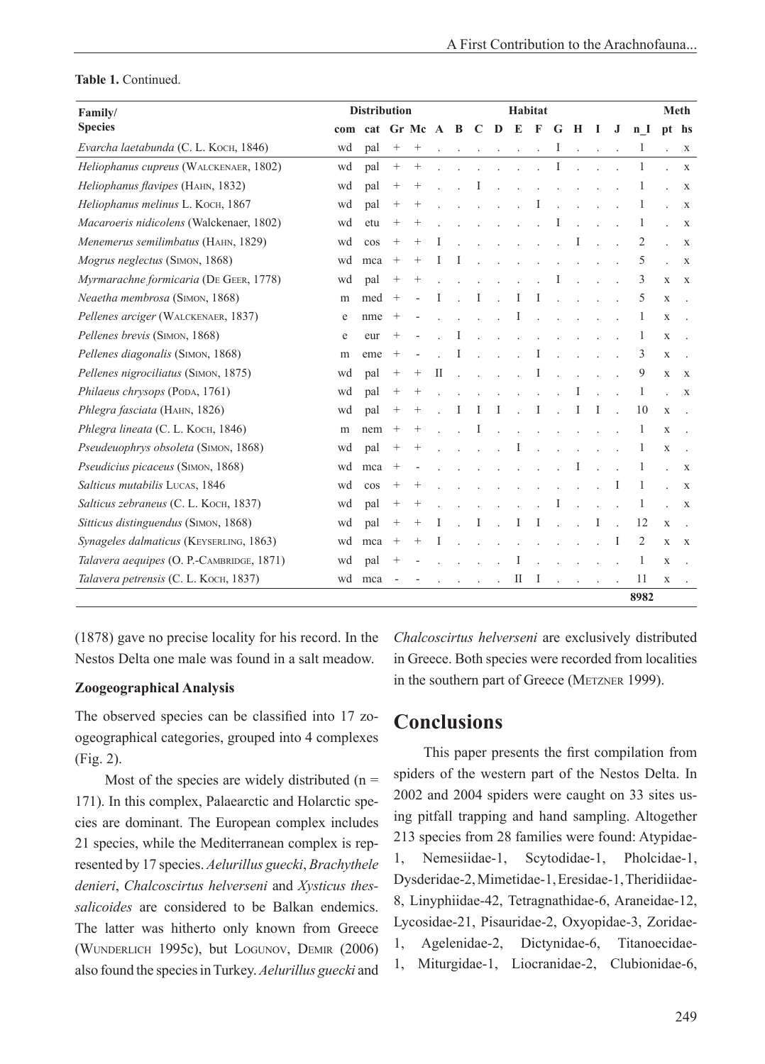**Table 1.** Continued.

| Family/ Species | Distribution | | | | Habitat | | | | | | | | | | | Meth | |
|---|---|---|---|---|---|---|---|---|---|---|---|---|---|---|---|---|---|
| | com | cat | Gr | Mc | A | B | C | D | E | F | G | H | I | J | n_I | pt | hs |
| *Evarcha laetabunda* (C. L. Koch, 1846) | wd | pal | + | + | . | . | . | . | . | . | I | . | . | . | 1 | . | x |
| *Heliophanus cupreus* (Walckenaer, 1802) | wd | pal | + | + | . | . | . | . | . | . | I | . | . | . | 1 | . | x |
| *Heliophanus flavipes* (Hahn, 1832) | wd | pal | + | + | . | . | I | . | . | . | . | . | . | . | 1 | . | x |
| *Heliophanus melinus* L. Koch, 1867 | wd | pal | + | + | . | . | . | . | . | I | . | . | . | . | 1 | . | x |
| *Macaroeris nidicolens* (Walckenaer, 1802) | wd | etu | + | + | . | . | . | . | . | . | I | . | . | . | 1 | . | x |
| *Menemerus semilimbatus* (Hahn, 1829) | wd | cos | + | + | I | . | . | . | . | . | . | I | . | . | 2 | . | x |
| *Mogrus neglectus* (Simon, 1868) | wd | mca | + | + | I | I | . | . | . | . | . | . | . | . | 5 | . | x |
| *Myrmarachne formicaria* (De Geer, 1778) | wd | pal | + | + | . | . | . | . | . | . | I | . | . | . | 3 | x | x |
| *Neaetha membrosa* (Simon, 1868) | m | med | + | - | I | . | I | . | I | I | . | . | . | . | 5 | x | . |
| *Pellenes arciger* (Walckenaer, 1837) | e | nme | + | - | . | . | . | . | I | . | . | . | . | . | 1 | x | . |
| *Pellenes brevis* (Simon, 1868) | e | eur | + | - | . | I | . | . | . | . | . | . | . | . | 1 | x | . |
| *Pellenes diagonalis* (Simon, 1868) | m | eme | + | - | . | I | . | . | . | I | . | . | . | . | 3 | x | . |
| *Pellenes nigrociliatus* (Simon, 1875) | wd | pal | + | + | II | . | . | . | . | I | . | . | . | . | 9 | x | x |
| *Philaeus chrysops* (Poda, 1761) | wd | pal | + | + | . | . | . | . | . | . | . | I | . | . | 1 | . | x |
| *Phlegra fasciata* (Hahn, 1826) | wd | pal | + | + | . | I | I | I | . | I | . | I | I | . | 10 | x | . |
| *Phlegra lineata* (C. L. Koch, 1846) | m | nem | + | + | . | . | I | . | . | . | . | . | . | . | 1 | x | . |
| *Pseudeuophrys obsoleta* (Simon, 1868) | wd | pal | + | + | . | . | . | . | I | . | . | . | . | . | 1 | x | . |
| *Pseudicius picaceus* (Simon, 1868) | wd | mca | + | - | . | . | . | . | . | . | . | I | . | . | 1 | . | x |
| *Salticus mutabilis* Lucas, 1846 | wd | cos | + | + | . | . | . | . | . | . | . | . | I | . | 1 | . | x |
| *Salticus zebraneus* (C. L. Koch, 1837) | wd | pal | + | + | . | . | . | . | . | . | I | . | . | . | 1 | . | x |
| *Sitticus distinguendus* (Simon, 1868) | wd | pal | + | + | I | . | I | . | I | I | . | . | I | . | 12 | x | . |
| *Synageles dalmaticus* (Keyserling, 1863) | wd | mca | + | + | I | . | . | . | . | . | . | . | . | I | 2 | x | x |
| *Talavera aequipes* (O. P.-Cambridge, 1871) | wd | pal | + | - | . | . | . | . | I | . | . | . | . | . | 1 | x | . |
| *Talavera petrensis* (C. L. Koch, 1837) | wd | mca | - | - | . | . | . | . | II | I | . | . | . | . | 11 | x | . |
| | | | | | | | | | | | | | | | **8982** | | |

(1878) gave no precise locality for his record. In the Nestos Delta one male was found in a salt meadow.

### Zoogeographical Analysis

The observed species can be classified into 17 zoogeographical categories, grouped into 4 complexes (Fig. 2).

Most of the species are widely distributed (n = 171). In this complex, Palaearctic and Holarctic species are dominant. The European complex includes 21 species, while the Mediterranean complex is represented by 17 species. *Aelurillus guecki*, *Brachythele denieri*, *Chalcoscirtus helverseni* and *Xysticus thessalicoides* are considered to be Balkan endemics. The latter was hitherto only known from Greece (Wunderlich 1995c), but Logunov, Demir (2006) also found the species in Turkey. *Aelurillus guecki* and *Chalcoscirtus helverseni* are exclusively distributed in Greece. Both species were recorded from localities in the southern part of Greece (Metzner 1999).

## Conclusions

This paper presents the first compilation from spiders of the western part of the Nestos Delta. In 2002 and 2004 spiders were caught on 33 sites using pitfall trapping and hand sampling. Altogether 213 species from 28 families were found: Atypidae-1, Nemesiidae-1, Scytodidae-1, Pholcidae-1, Dysderidae-2, Mimetidae-1, Eresidae-1, Theridiidae-8, Linyphiidae-42, Tetragnathidae-6, Araneidae-12, Lycosidae-21, Pisauridae-2, Oxyopidae-3, Zoridae-1, Agelenidae-2, Dictynidae-6, Titanoecidae-1, Miturgidae-1, Liocranidae-2, Clubionidae-6,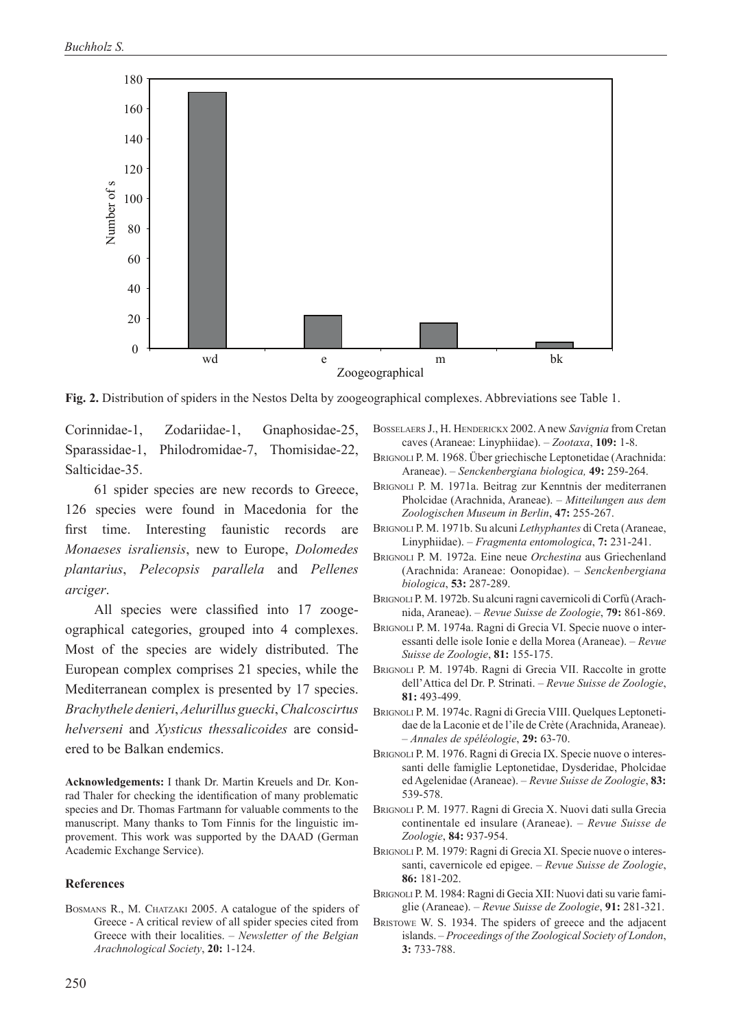Fig. 2. Distribution of spiders in the Nestos Delta by zoogeographical complexes. Abbreviations see Table 1.

Corinnidae-1, Zodariidae-1, Gnaphosidae-25, Sparassidae-1, Philodromidae-7, Thomisidae-22, Salticidae-35.

61 spider species are new records to Greece, 126 species were found in Macedonia for the first time. Interesting faunistic records are *Monaeses israliensis*, new to Europe, *Dolomedes plantarius*, *Pelecopsis parallela* and *Pellenes arciger*.

All species were classified into 17 zoogeographical categories, grouped into 4 complexes. Most of the species are widely distributed. The European complex comprises 21 species, while the Mediterranean complex is presented by 17 species. *Brachythele denieri*, *Aelurillus guecki*, *Chalcoscirtus helverseni* and *Xysticus thessalicoides* are considered to be Balkan endemics.

**Acknowledgements:** I thank Dr. Martin Kreuels and Dr. Konrad Thaler for checking the identification of many problematic species and Dr. Thomas Fartmann for valuable comments to the manuscript. Many thanks to Tom Finnis for the linguistic improvement. This work was supported by the DAAD (German Academic Exchange Service).

## References

Bosmans R., M. Chatzaki 2005. A catalogue of the spiders of Greece - A critical review of all spider species cited from Greece with their localities. – *Newsletter of the Belgian Arachnological Society*, **20:** 1-124.

Bosselaers J., H. Henderickx 2002. A new *Savignia* from Cretan caves (Araneae: Linyphiidae). – *Zootaxa*, **109:** 1-8.

Brignoli P. M. 1968. Über griechische Leptonetidae (Arachnida: Araneae). – *Senckenbergiana biologica,* **49:** 259-264.

Brignoli P. M. 1971a. Beitrag zur Kenntnis der mediterranen Pholcidae (Arachnida, Araneae). – *Mitteilungen aus dem Zoologischen Museum in Berlin*, **47:** 255-267.

Brignoli P. M. 1971b. Su alcuni *Lethyphantes* di Creta (Araneae, Linyphiidae). – *Fragmenta entomologica*, **7:** 231-241.

Brignoli P. M. 1972a. Eine neue *Orchestina* aus Griechenland (Arachnida: Araneae: Oonopidae). – *Senckenbergiana biologica*, **53:** 287-289.

Brignoli P. M. 1972b. Su alcuni ragni cavernicoli di Corfù (Arachnida, Araneae). – *Revue Suisse de Zoologie*, **79:** 861-869.

Brignoli P. M. 1974a. Ragni di Grecia VI. Specie nuove o interessanti delle isole Ionie e della Morea (Araneae). – *Revue Suisse de Zoologie*, **81:** 155-175.

Brignoli P. M. 1974b. Ragni di Grecia VII. Raccolte in grotte dell'Attica del Dr. P. Strinati. – *Revue Suisse de Zoologie*, **81:** 493-499.

Brignoli P. M. 1974c. Ragni di Grecia VIII. Quelques Leptonetidae de la Laconie et de l'ile de Crète (Arachnida, Araneae). – *Annales de spéléologie*, **29:** 63-70.

Brignoli P. M. 1976. Ragni di Grecia IX. Specie nuove o interessanti delle famiglie Leptonetidae, Dysderidae, Pholcidae ed Agelenidae (Araneae). – *Revue Suisse de Zoologie*, **83:** 539-578.

Brignoli P. M. 1977. Ragni di Grecia X. Nuovi dati sulla Grecia continentale ed insulare (Araneae). – *Revue Suisse de Zoologie*, **84:** 937-954.

Brignoli P. M. 1979: Ragni di Grecia XI. Specie nuove o interessanti, cavernicole ed epigee. – *Revue Suisse de Zoologie*, **86:** 181-202.

Brignoli P. M. 1984: Ragni di Gecia XII: Nuovi dati su varie famiglie (Araneae). – *Revue Suisse de Zoologie*, **91:** 281-321.

Bristowe W. S. 1934. The spiders of greece and the adjacent islands. – *Proceedings of the Zoological Society of London*, **3:** 733-788.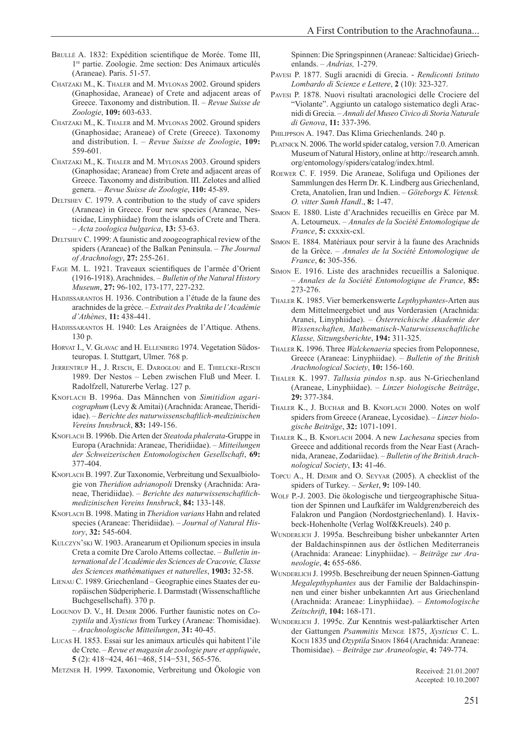Brullé A. 1832: Expédition scientifique de Morée. Tome III, 1re partie. Zoologie. 2me section: Des Animaux articulés (Araneae). Paris. 51-57.

Chatzaki M., K. Thaler and M. Mylonas 2002. Ground spiders (Gnaphosidae, Araneae) of Crete and adjacent areas of Greece. Taxonomy and distribution. II. – *Revue Suisse de Zoologie*, **109:** 603-633.

Chatzaki M., K. Thaler and M. Mylonas 2002. Ground spiders (Gnaphosidae; Araneae) of Crete (Greece). Taxonomy and distribution. I. – *Revue Suisse de Zoologie*, **109:** 559-601.

Chatzaki M., K. Thaler and M. Mylonas 2003. Ground spiders (Gnaphosidae; Araneae) from Crete and adjacent areas of Greece. Taxonomy and distribution. III. Zelotes and allied genera. – *Revue Suisse de Zoologie*, **110:** 45-89.

Deltshev C. 1979. A contribution to the study of cave spiders (Araneae) in Greece. Four new species (Araneae, Nesticidae, Linyphiidae) from the islands of Crete and Thera. – *Acta zoologica bulgarica*, **13:** 53-63.

Deltshev C. 1999: A faunistic and zoogeographical review of the spiders (Araneae) of the Balkan Peninsula. – *The Journal of Arachnology*, **27:** 255-261.

Fage M. L. 1921. Traveaux scientifiques de l'armée d'Orient (1916-1918). Arachnides. – *Bulletin of the Natural History Museum*, **27:** 96-102, 173-177, 227-232.

Hadjissarantos H. 1936. Contribution a l'étude de la faune des arachnides de la grèce. – *Extrait des Praktika de l'Académie d'Athènes*, **11:** 438-441.

Hadjissarantos H. 1940: Les Araignées de l'Attique. Athens. 130 p.

Horvat I., V. Glavac and H. Ellenberg 1974. Vegetation Südosteuropas. I. Stuttgart, Ulmer. 768 p.

Jerrentrup H., J. Resch, E. Daroglou and E. Thielcke-Resch 1989. Der Nestos – Leben zwischen Fluß und Meer. I. Radolfzell, Naturerbe Verlag. 127 p.

Knoflach B. 1996a. Das Männchen von *Simitidion agaricographum* (Levy & Amitai) (Arachnida: Araneae, Theridiidae). – *Berichte des naturwissenschaftlich-medizinischen Vereins Innsbruck*, **83:** 149-156.

Knoflach B. 1996b. Die Arten der *Steatoda phalerata*-Gruppe in Europa (Arachnida: Araneae, Theridiidae). – *Mitteilungen der Schweizerischen Entomologischen Gesellschaft*, **69:** 377-404.

Knoflach B. 1997. Zur Taxonomie, Verbreitung und Sexualbiologie von *Theridion adrianopoli* Drensky (Arachnida: Araneae, Theridiidae). – *Berichte des naturwissenschaftlich-medizinischen Vereins Innsbruck*, **84:** 133-148.

Knoflach B. 1998. Mating in *Theridion varians* Hahn and related species (Araneae: Theridiidae). – *Journal of Natural History*, **32:** 545-604.

Kulczyn'ski W. 1903. Aranearum et Opilionum species in insula Creta a comite Dre Carolo Attems collectae. – *Bulletin international de l'Académie des Sciences de Cracovie, Classe des Sciences mathématiques et naturelles*, **1903:** 32-58.

Lienau C. 1989. Griechenland – Geographie eines Staates der europäischen Südperipherie. I. Darmstadt (Wissenschaftliche Buchgesellschaft). 370 p.

Logunov D. V., H. Demir 2006. Further faunistic notes on *Cozyptila* and *Xysticus* from Turkey (Araneae: Thomisidae). – *Arachnologische Mitteilungen*, **31:** 40-45.

Lucas H. 1853. Essai sur les animaux articulés qui habitent l'ile de Crete. – *Revue et magasin de zoologie pure et appliquée*, **5** (2): 418−424, 461−468, 514−531, 565-576.

Metzner H. 1999. Taxonomie, Verbreitung und Ökologie von Spinnen: Die Springspinnen (Araneae: Salticidae) Griechenlands. – *Andrias,* 1-279.

Pavesi P. 1877. Sugli aracnidi di Grecia. - *Rendiconti Istituto Lombardo di Scienze e Lettere*, **2** (10): 323-327.

Pavesi P. 1878. Nuovi risultati aracnologici delle Crociere del "Violante". Aggiunto un catalogo sistematico degli Aracnidi di Grecia. – *Annali del Museo Civico di Storia Naturale di Genova*, **11:** 337-396.

Philippson A. 1947. Das Klima Griechenlands. 240 p.

Platnick N. 2006. The world spider catalog, version 7.0. American Museum of Natural History, online at http://research.amnh.org/entomology/spiders/catalog/index.html.

Roewer C. F. 1959. Die Araneae, Solifuga und Opiliones der Sammlungen des Herrn Dr. K. Lindberg aus Griechenland, Creta, Anatolien, Iran und Indien. – *Göteborgs K. Vetensk. O. vitter Samh Handl*., **8:** 1-47.

Simon E. 1880. Liste d'Arachnides recueillis en Grèce par M. A. Letourneux. – *Annales de la Société Entomologique de France*, **5:** cxxxix-cxl.

Simon E. 1884. Matériaux pour servir à la faune des Arachnids de la Grèce. – *Annales de la Société Entomologique de France*, **6:** 305-356.

Simon E. 1916. Liste des arachnides recueillis a Salonique. – *Annales de la Société Entomologique de France*, **85:** 273-276.

Thaler K. 1985. Vier bemerkenswerte *Lepthyphantes*-Arten aus dem Mittelmeergebiet und aus Vorderasien (Arachnida: Aranei, Linyphiidae). – *Österreichische Akademie der Wissenschaften, Mathematisch-Naturwissenschaftliche Klasse, Sitzungsberichte*, **194:** 311-325.

Thaler K. 1996. Three *Walckenaeria* species from Peloponnese, Greece (Araneae: Linyphiidae). – *Bulletin of the British Arachnological Society*, **10:** 156-160.

Thaler K. 1997. *Tallusia pindos* n.sp. aus N-Griechenland (Araneae, Linyphiidae). – *Linzer biologische Beiträge*, **29:** 377-384.

Thaler K., J. Buchar and B. Knoflach 2000. Notes on wolf spiders from Greece (Araneae, Lycosidae). – *Linzer biologische Beiträge*, **32:** 1071-1091.

Thaler K., B. Knoflach 2004. A new *Lachesana* species from Greece and additional records from the Near East (Arachnida, Araneae, Zodariidae). – *Bulletin of the British Arachnological Society*, **13:** 41-46.

Topcu A., H. Demir and O. Seyyar (2005). A checklist of the spiders of Turkey. – *Serket*, **9:** 109-140.

Wolf P.-J. 2003. Die ökologische und tiergeographische Situation der Spinnen und Laufkäfer im Waldgrenzbereich des Falakron und Pangäon (Nordostgriechenland). I. Havixbeck-Hohenholte (Verlag Wolf&Kreuels). 240 p.

Wunderlich J. 1995a. Beschreibung bisher unbekannter Arten der Baldachinspinnen aus der östlichen Mediterraneis (Arachnida: Araneae: Linyphiidae). – *Beiträge zur Araneologie*, **4:** 655-686.

Wunderlich J. 1995b. Beschreibung der neuen Spinnen-Gattung *Megalepthyphantes* aus der Familie der Baldachinspinnen und einer bisher unbekannten Art aus Griechenland (Arachnida: Araneae: Linyphiidae). – *Entomologische Zeitschrift*, **104:** 168-171.

Wunderlich J. 1995c. Zur Kenntnis west-paläarktischer Arten der Gattungen *Psammitis* Menge 1875, *Xysticus* C. L. Koch 1835 und *Ozyptila* Simon 1864 (Arachnida: Araneae: Thomisidae). – *Beiträge zur Araneologie*, **4:** 749-774.

Received: 21.01.2007
Accepted: 10.10.2007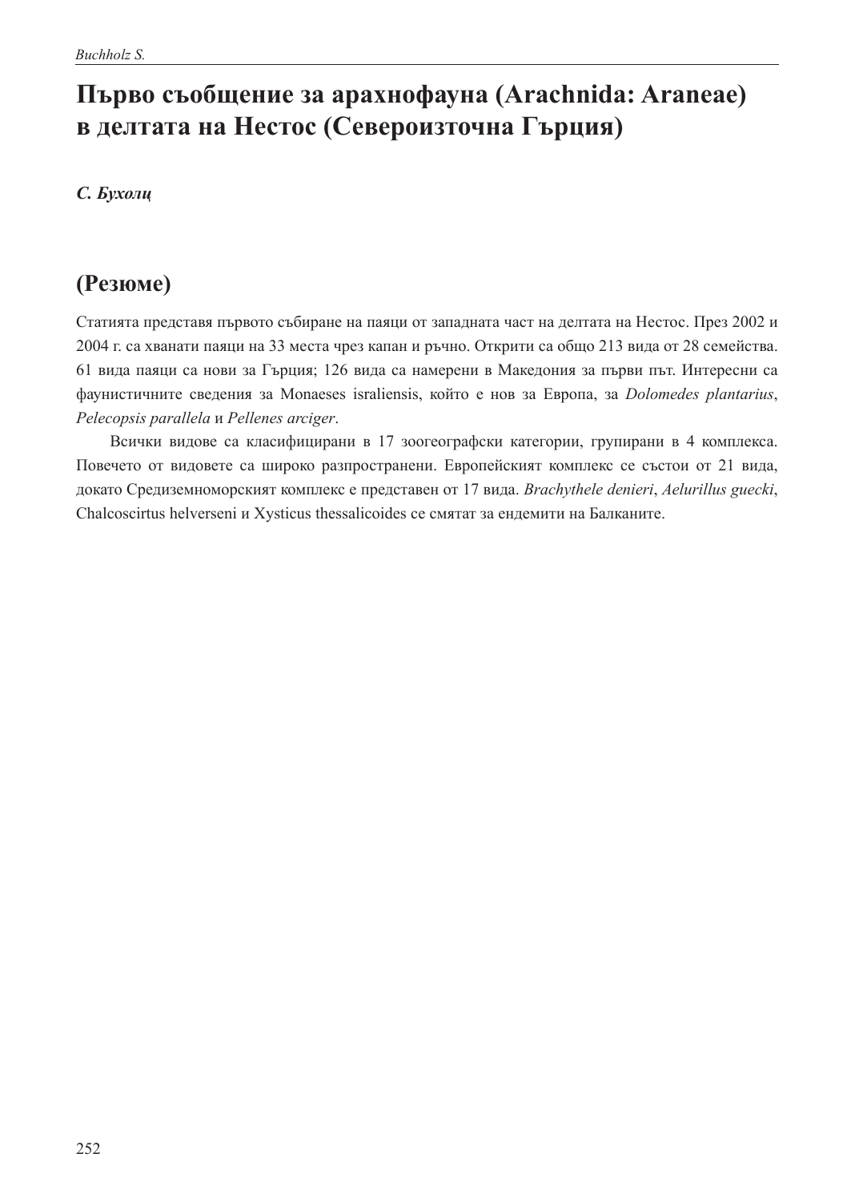# Първо съобщение за арахнофауна (Arachnida: Araneae) в делтата на Нестос (Североизточна Гърция)

***С. Бухолц***

## (Резюме)

Статията представя първото събиране на паяци от западната част на делтата на Нестос. През 2002 и 2004 г. са хванати паяци на 33 места чрез капан и ръчно. Открити са общо 213 вида от 28 семейства. 61 вида паяци са нови за Гърция; 126 вида са намерени в Македония за първи път. Интересни са фаунистичните сведения за Monaeses israliensis, който е нов за Европа, за *Dolomedes plantarius*, *Pelecopsis parallela* и *Pellenes arciger*.

Всички видове са класифицирани в 17 зоогеографски категории, групирани в 4 комплекса. Повечето от видовете са широко разпространени. Европейският комплекс се състои от 21 вида, докато Средиземноморският комплекс е представен от 17 вида. *Brachythele denieri*, *Aelurillus guecki*, Chalcoscirtus helverseni и Xysticus thessalicoides се смятат за ендемити на Балканите.